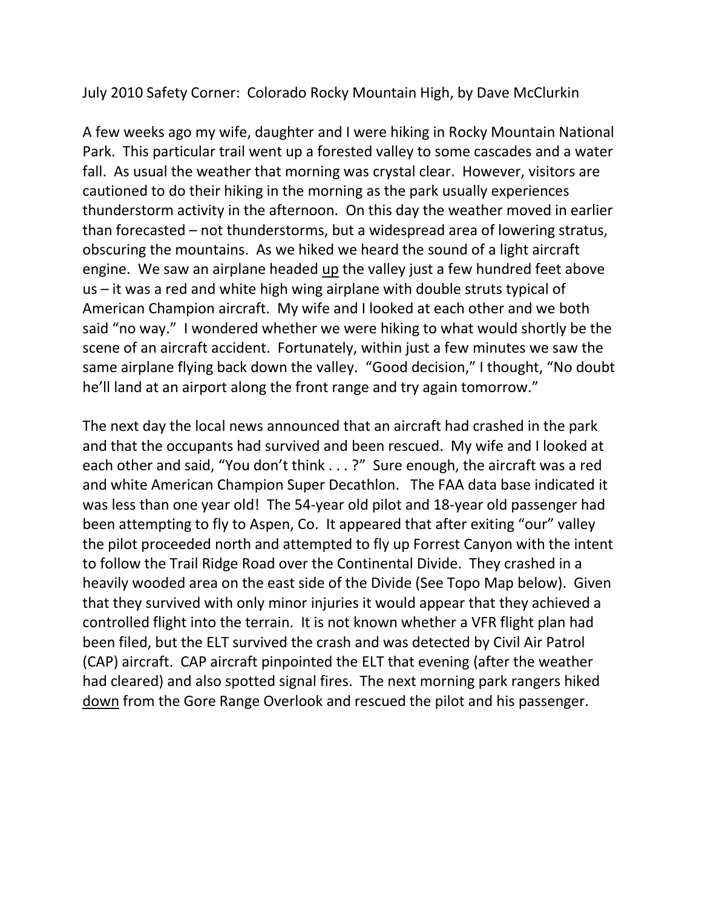July 2010 Safety Corner: Colorado Rocky Mountain High, by Dave McClurkin

A few weeks ago my wife, daughter and I were hiking in Rocky Mountain National Park. This particular trail went up a forested valley to some cascades and a water fall. As usual the weather that morning was crystal clear. However, visitors are cautioned to do their hiking in the morning as the park usually experiences thunderstorm activity in the afternoon. On this day the weather moved in earlier than forecasted – not thunderstorms, but a widespread area of lowering stratus, obscuring the mountains. As we hiked we heard the sound of a light aircraft engine. We saw an airplane headed <u>up</u> the valley just a few hundred feet above us – it was a red and white high wing airplane with double struts typical of American Champion aircraft. My wife and I looked at each other and we both said "no way." I wondered whether we were hiking to what would shortly be the scene of an aircraft accident. Fortunately, within just a few minutes we saw the same airplane flying back down the valley. "Good decision," I thought, "No doubt he'll land at an airport along the front range and try again tomorrow."

The next day the local news announced that an aircraft had crashed in the park and that the occupants had survived and been rescued. My wife and I looked at each other and said, "You don't think . . . ?" Sure enough, the aircraft was a red and white American Champion Super Decathlon. The FAA data base indicated it was less than one year old! The 54-year old pilot and 18-year old passenger had been attempting to fly to Aspen, Co. It appeared that after exiting "our" valley the pilot proceeded north and attempted to fly up Forrest Canyon with the intent to follow the Trail Ridge Road over the Continental Divide. They crashed in a heavily wooded area on the east side of the Divide (See Topo Map below). Given that they survived with only minor injuries it would appear that they achieved a controlled flight into the terrain. It is not known whether a VFR flight plan had been filed, but the ELT survived the crash and was detected by Civil Air Patrol (CAP) aircraft. CAP aircraft pinpointed the ELT that evening (after the weather had cleared) and also spotted signal fires. The next morning park rangers hiked <u>down</u> from the Gore Range Overlook and rescued the pilot and his passenger.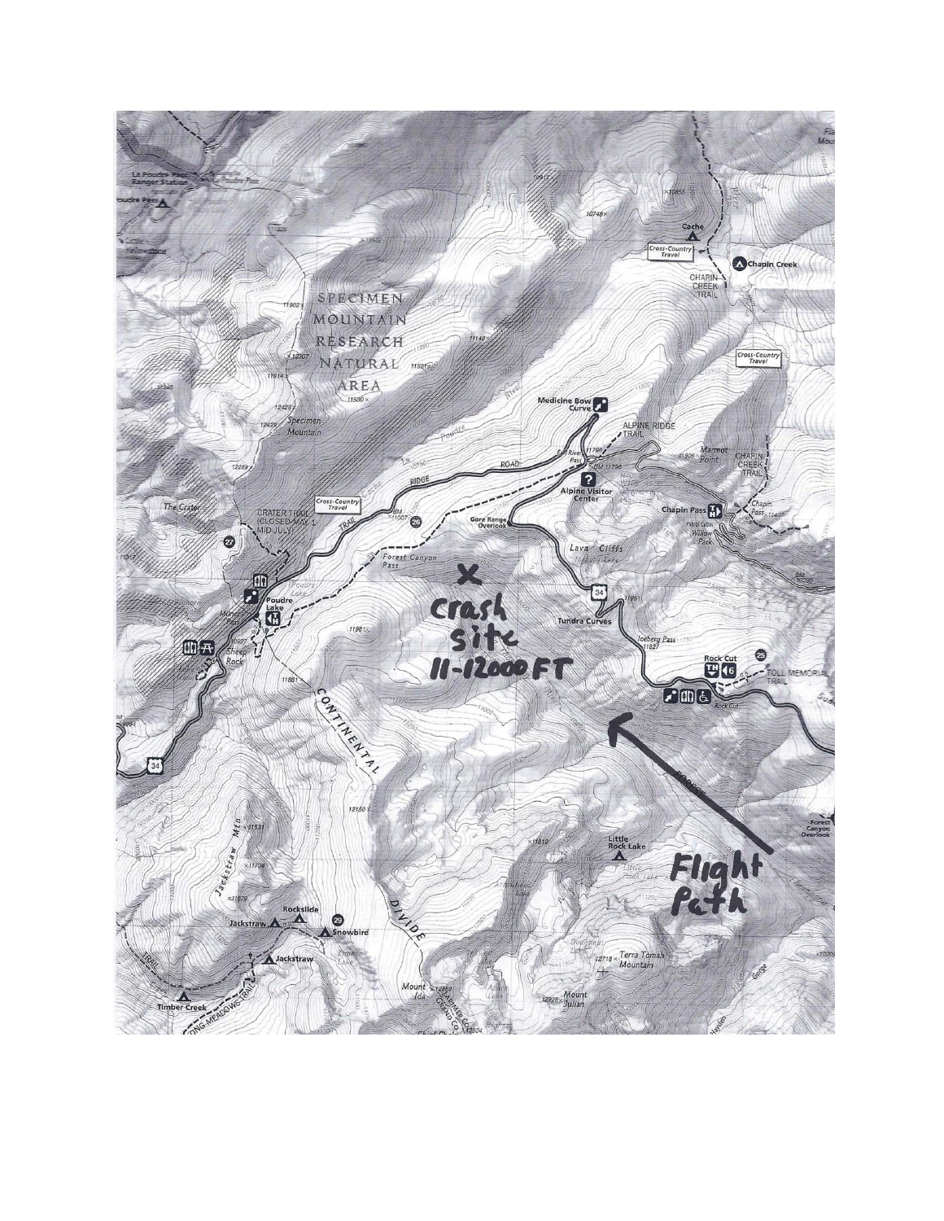X

Crash site

11-12000 FT

Flight Path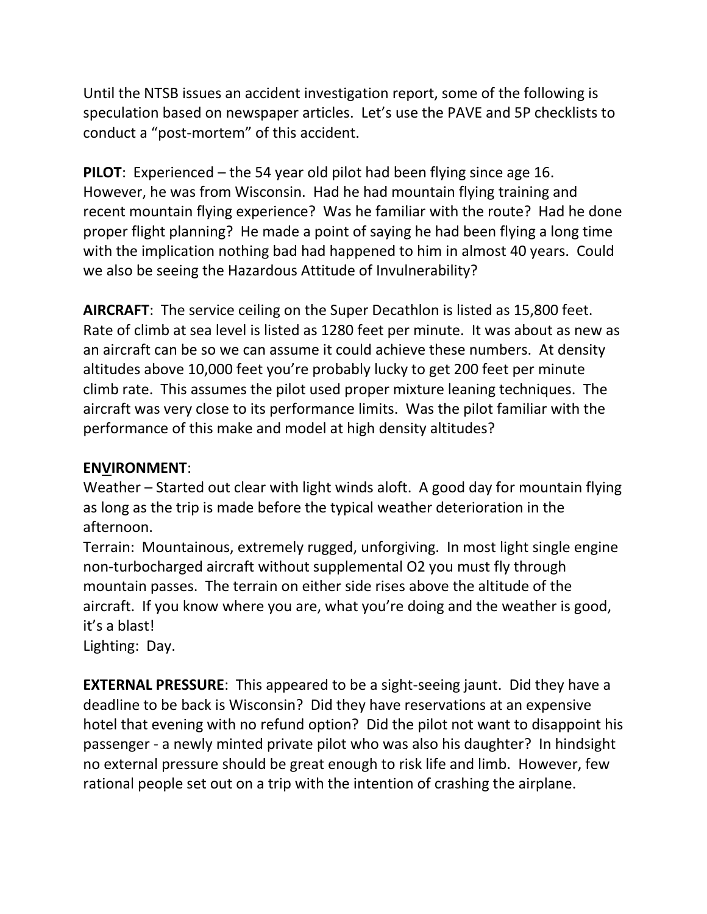Until the NTSB issues an accident investigation report, some of the following is speculation based on newspaper articles. Let's use the PAVE and 5P checklists to conduct a "post-mortem" of this accident.

**PILOT**: Experienced – the 54 year old pilot had been flying since age 16. However, he was from Wisconsin. Had he had mountain flying training and recent mountain flying experience? Was he familiar with the route? Had he done proper flight planning? He made a point of saying he had been flying a long time with the implication nothing bad had happened to him in almost 40 years. Could we also be seeing the Hazardous Attitude of Invulnerability?

**AIRCRAFT**: The service ceiling on the Super Decathlon is listed as 15,800 feet. Rate of climb at sea level is listed as 1280 feet per minute. It was about as new as an aircraft can be so we can assume it could achieve these numbers. At density altitudes above 10,000 feet you're probably lucky to get 200 feet per minute climb rate. This assumes the pilot used proper mixture leaning techniques. The aircraft was very close to its performance limits. Was the pilot familiar with the performance of this make and model at high density altitudes?

**EN<u>V</u>IRONMENT**:

Weather – Started out clear with light winds aloft. A good day for mountain flying as long as the trip is made before the typical weather deterioration in the afternoon.

Terrain: Mountainous, extremely rugged, unforgiving. In most light single engine non-turbocharged aircraft without supplemental O2 you must fly through mountain passes. The terrain on either side rises above the altitude of the aircraft. If you know where you are, what you're doing and the weather is good, it's a blast!

Lighting: Day.

**EXTERNAL PRESSURE**: This appeared to be a sight-seeing jaunt. Did they have a deadline to be back is Wisconsin? Did they have reservations at an expensive hotel that evening with no refund option? Did the pilot not want to disappoint his passenger - a newly minted private pilot who was also his daughter? In hindsight no external pressure should be great enough to risk life and limb. However, few rational people set out on a trip with the intention of crashing the airplane.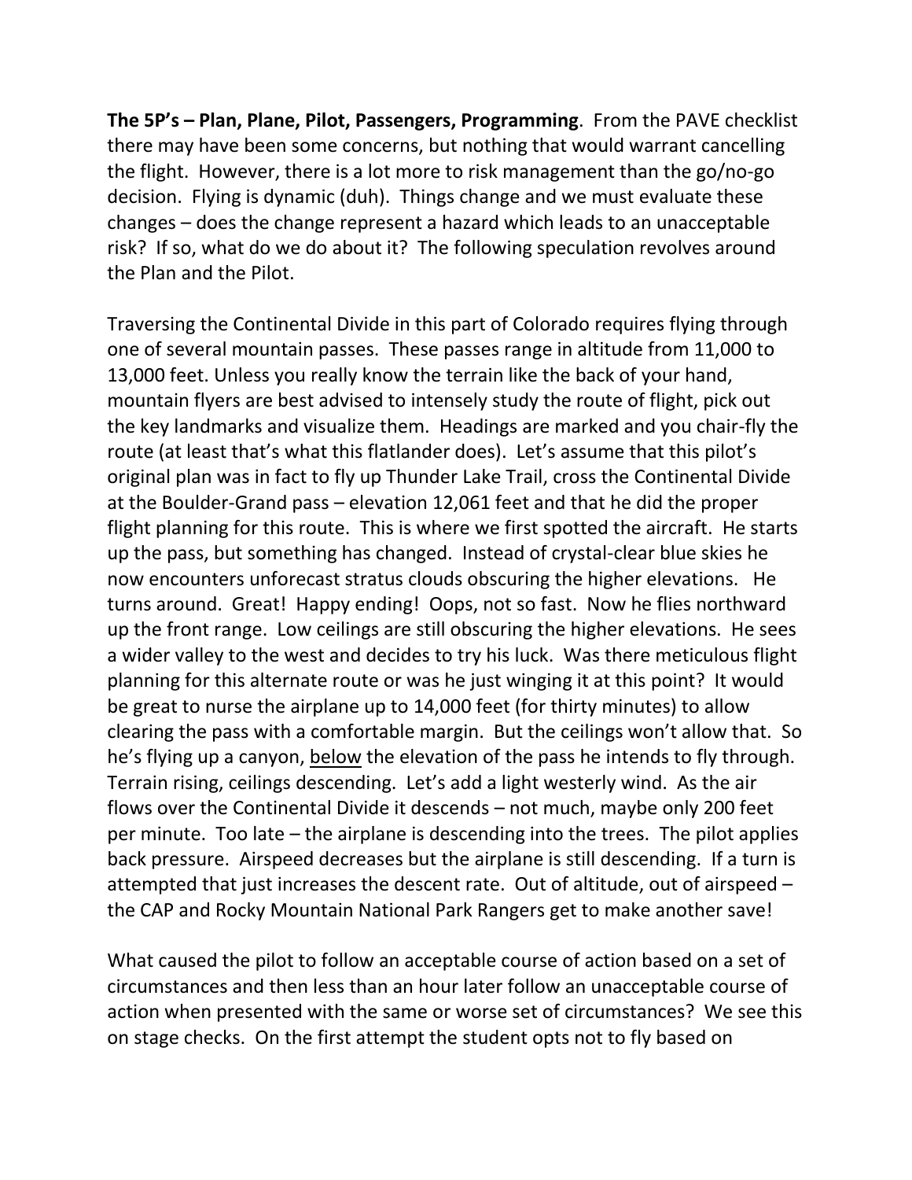**The 5P's – Plan, Plane, Pilot, Passengers, Programming**. From the PAVE checklist there may have been some concerns, but nothing that would warrant cancelling the flight. However, there is a lot more to risk management than the go/no-go decision. Flying is dynamic (duh). Things change and we must evaluate these changes – does the change represent a hazard which leads to an unacceptable risk? If so, what do we do about it? The following speculation revolves around the Plan and the Pilot.

Traversing the Continental Divide in this part of Colorado requires flying through one of several mountain passes. These passes range in altitude from 11,000 to 13,000 feet. Unless you really know the terrain like the back of your hand, mountain flyers are best advised to intensely study the route of flight, pick out the key landmarks and visualize them. Headings are marked and you chair-fly the route (at least that's what this flatlander does). Let's assume that this pilot's original plan was in fact to fly up Thunder Lake Trail, cross the Continental Divide at the Boulder-Grand pass – elevation 12,061 feet and that he did the proper flight planning for this route. This is where we first spotted the aircraft. He starts up the pass, but something has changed. Instead of crystal-clear blue skies he now encounters unforecast stratus clouds obscuring the higher elevations. He turns around. Great! Happy ending! Oops, not so fast. Now he flies northward up the front range. Low ceilings are still obscuring the higher elevations. He sees a wider valley to the west and decides to try his luck. Was there meticulous flight planning for this alternate route or was he just winging it at this point? It would be great to nurse the airplane up to 14,000 feet (for thirty minutes) to allow clearing the pass with a comfortable margin. But the ceilings won't allow that. So he's flying up a canyon, <u>below</u> the elevation of the pass he intends to fly through. Terrain rising, ceilings descending. Let's add a light westerly wind. As the air flows over the Continental Divide it descends – not much, maybe only 200 feet per minute. Too late – the airplane is descending into the trees. The pilot applies back pressure. Airspeed decreases but the airplane is still descending. If a turn is attempted that just increases the descent rate. Out of altitude, out of airspeed – the CAP and Rocky Mountain National Park Rangers get to make another save!

What caused the pilot to follow an acceptable course of action based on a set of circumstances and then less than an hour later follow an unacceptable course of action when presented with the same or worse set of circumstances? We see this on stage checks. On the first attempt the student opts not to fly based on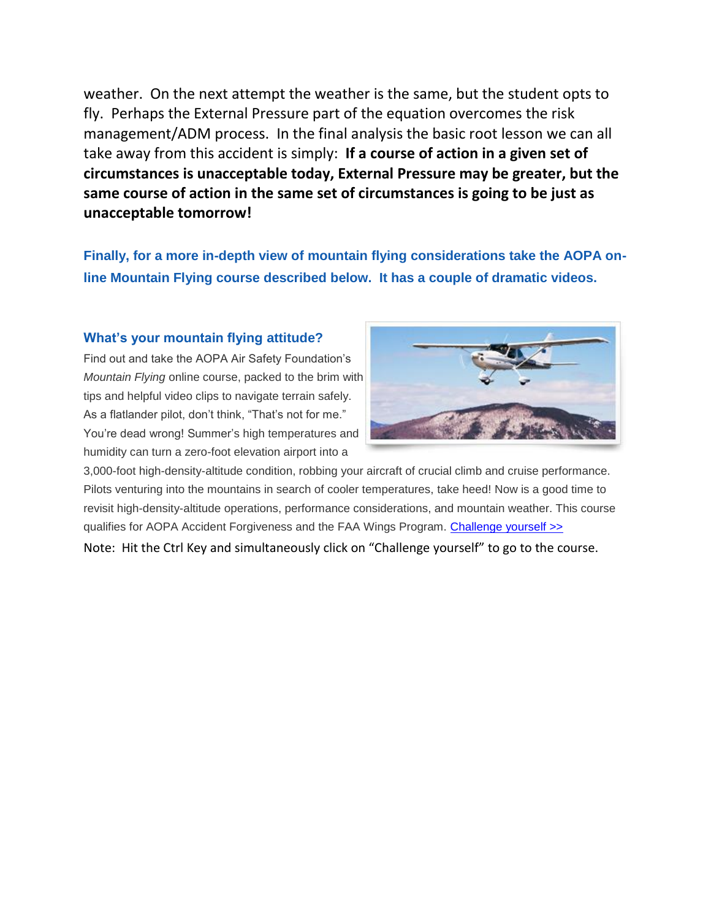weather. On the next attempt the weather is the same, but the student opts to fly. Perhaps the External Pressure part of the equation overcomes the risk management/ADM process. In the final analysis the basic root lesson we can all take away from this accident is simply: **If a course of action in a given set of circumstances is unacceptable today, External Pressure may be greater, but the same course of action in the same set of circumstances is going to be just as unacceptable tomorrow!**

**Finally, for a more in-depth view of mountain flying considerations take the AOPA on-line Mountain Flying course described below. It has a couple of dramatic videos.**

### What's your mountain flying attitude?

Find out and take the AOPA Air Safety Foundation's *Mountain Flying* online course, packed to the brim with tips and helpful video clips to navigate terrain safely. As a flatlander pilot, don't think, "That's not for me." You're dead wrong! Summer's high temperatures and humidity can turn a zero-foot elevation airport into a 3,000-foot high-density-altitude condition, robbing your aircraft of crucial climb and cruise performance. Pilots venturing into the mountains in search of cooler temperatures, take heed! Now is a good time to revisit high-density-altitude operations, performance considerations, and mountain weather. This course qualifies for AOPA Accident Forgiveness and the FAA Wings Program. Challenge yourself >>

Note: Hit the Ctrl Key and simultaneously click on "Challenge yourself" to go to the course.